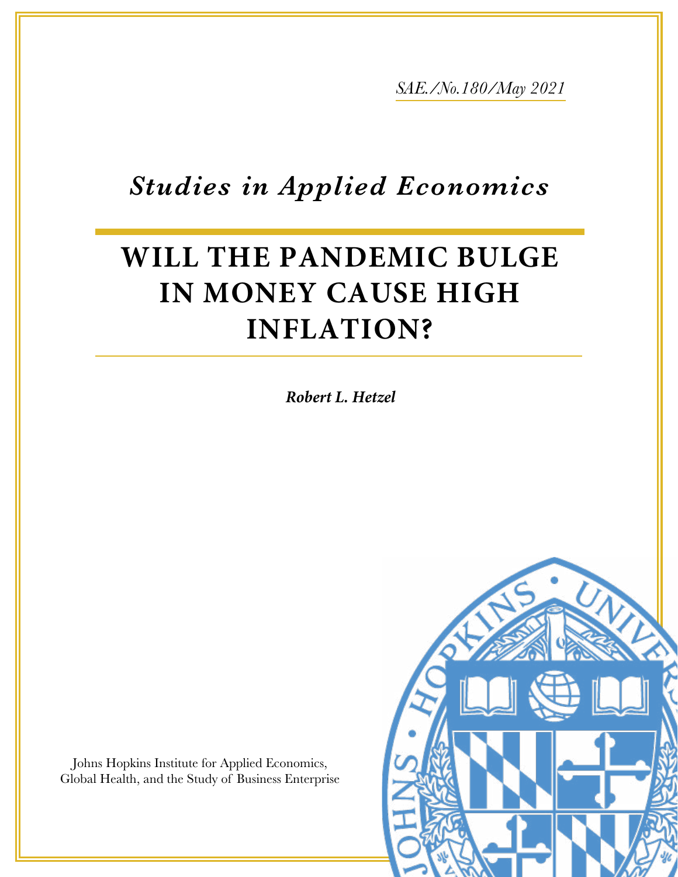*SAE./No.180/May 2021*

*Studies in Applied Economics*

# WILL THE PANDEMIC BULGE IN MONEY CAUSE HIGH INFLATION?

***Robert L. Hetzel***

Johns Hopkins Institute for Applied Economics, Global Health, and the Study of Business Enterprise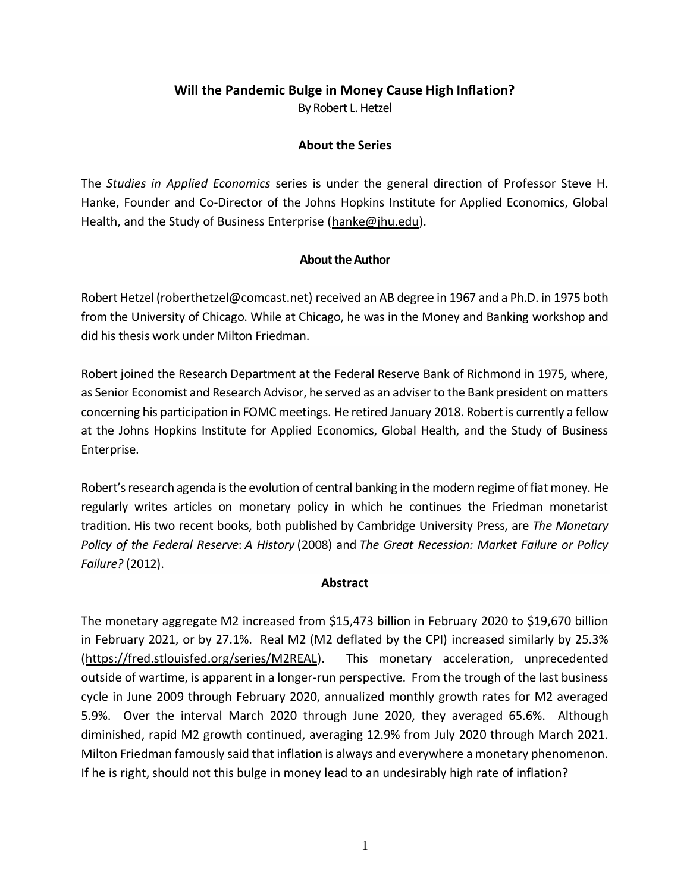# Will the Pandemic Bulge in Money Cause High Inflation?

By Robert L. Hetzel

## About the Series

The *Studies in Applied Economics* series is under the general direction of Professor Steve H. Hanke, Founder and Co-Director of the Johns Hopkins Institute for Applied Economics, Global Health, and the Study of Business Enterprise (hanke@jhu.edu).

## About the Author

Robert Hetzel (roberthetzel@comcast.net) received an AB degree in 1967 and a Ph.D. in 1975 both from the University of Chicago. While at Chicago, he was in the Money and Banking workshop and did his thesis work under Milton Friedman.

Robert joined the Research Department at the Federal Reserve Bank of Richmond in 1975, where, as Senior Economist and Research Advisor, he served as an adviser to the Bank president on matters concerning his participation in FOMC meetings. He retired January 2018. Robert is currently a fellow at the Johns Hopkins Institute for Applied Economics, Global Health, and the Study of Business Enterprise.

Robert's research agenda is the evolution of central banking in the modern regime of fiat money. He regularly writes articles on monetary policy in which he continues the Friedman monetarist tradition. His two recent books, both published by Cambridge University Press, are *The Monetary Policy of the Federal Reserve*: *A History* (2008) and *The Great Recession: Market Failure or Policy Failure?* (2012).

## Abstract

The monetary aggregate M2 increased from $15,473 billion in February 2020 to $19,670 billion in February 2021, or by 27.1%. Real M2 (M2 deflated by the CPI) increased similarly by 25.3% (https://fred.stlouisfed.org/series/M2REAL). This monetary acceleration, unprecedented outside of wartime, is apparent in a longer-run perspective. From the trough of the last business cycle in June 2009 through February 2020, annualized monthly growth rates for M2 averaged 5.9%. Over the interval March 2020 through June 2020, they averaged 65.6%. Although diminished, rapid M2 growth continued, averaging 12.9% from July 2020 through March 2021. Milton Friedman famously said that inflation is always and everywhere a monetary phenomenon. If he is right, should not this bulge in money lead to an undesirably high rate of inflation?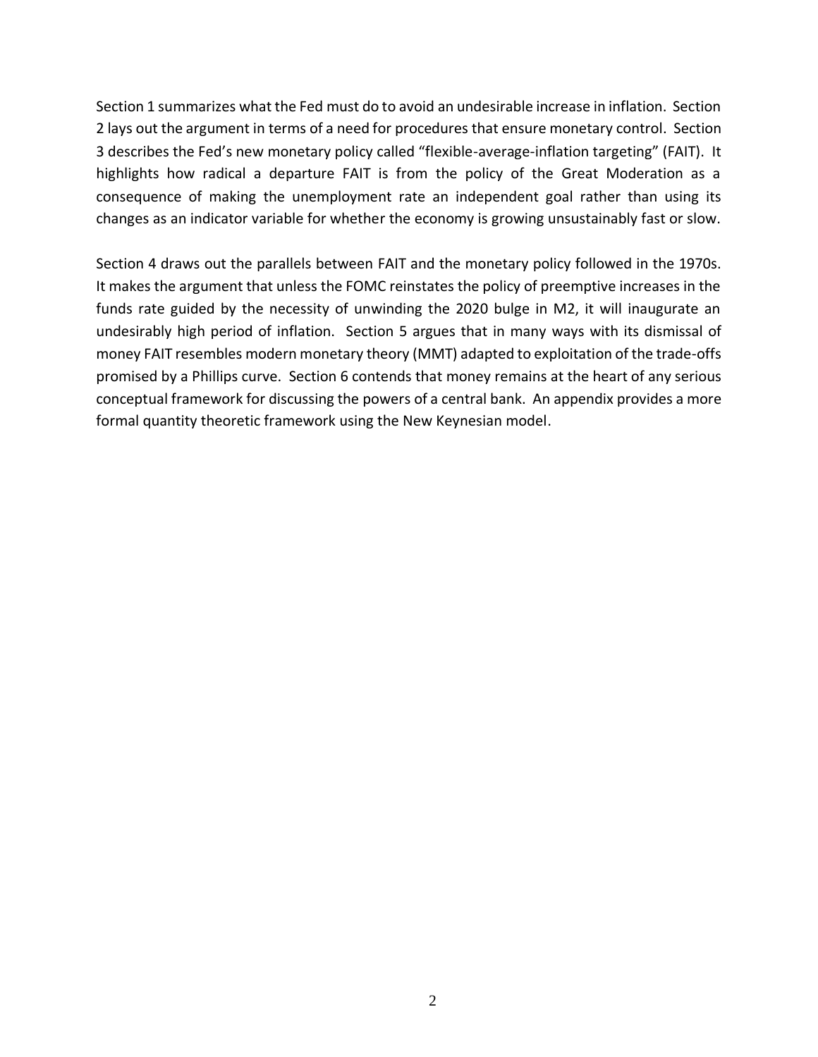Section 1 summarizes what the Fed must do to avoid an undesirable increase in inflation. Section 2 lays out the argument in terms of a need for procedures that ensure monetary control. Section 3 describes the Fed's new monetary policy called "flexible-average-inflation targeting" (FAIT). It highlights how radical a departure FAIT is from the policy of the Great Moderation as a consequence of making the unemployment rate an independent goal rather than using its changes as an indicator variable for whether the economy is growing unsustainably fast or slow.

Section 4 draws out the parallels between FAIT and the monetary policy followed in the 1970s. It makes the argument that unless the FOMC reinstates the policy of preemptive increases in the funds rate guided by the necessity of unwinding the 2020 bulge in M2, it will inaugurate an undesirably high period of inflation. Section 5 argues that in many ways with its dismissal of money FAIT resembles modern monetary theory (MMT) adapted to exploitation of the trade-offs promised by a Phillips curve. Section 6 contends that money remains at the heart of any serious conceptual framework for discussing the powers of a central bank. An appendix provides a more formal quantity theoretic framework using the New Keynesian model.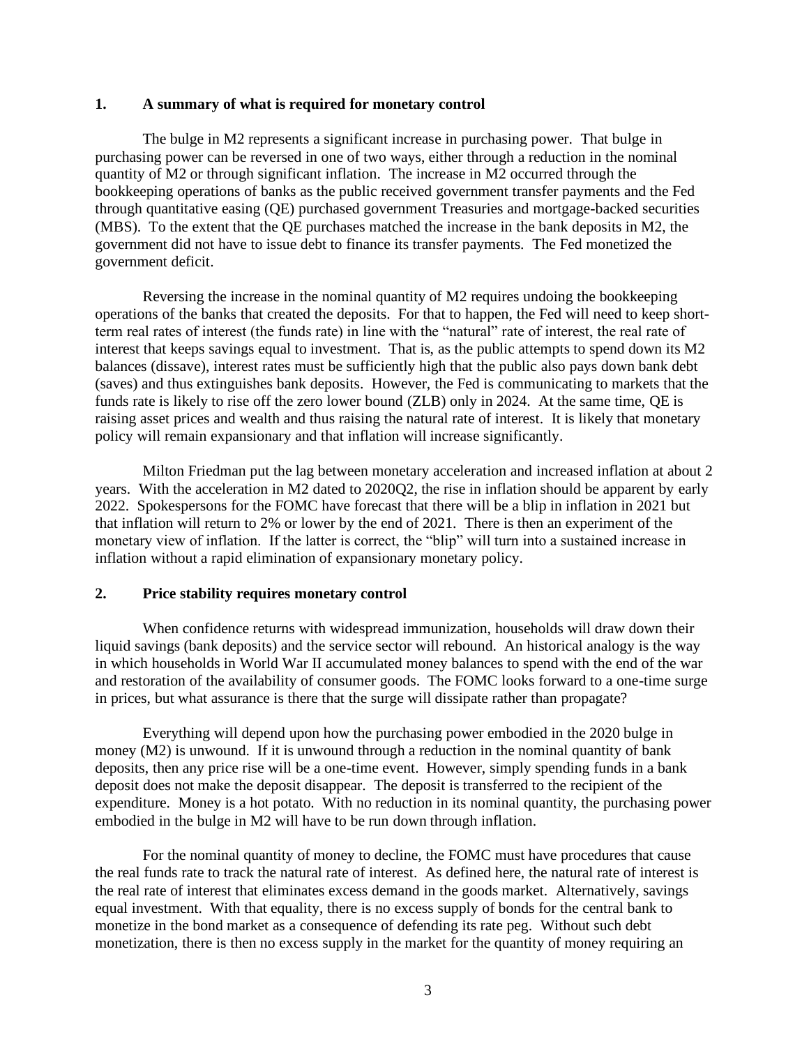## 1. A summary of what is required for monetary control

The bulge in M2 represents a significant increase in purchasing power. That bulge in purchasing power can be reversed in one of two ways, either through a reduction in the nominal quantity of M2 or through significant inflation. The increase in M2 occurred through the bookkeeping operations of banks as the public received government transfer payments and the Fed through quantitative easing (QE) purchased government Treasuries and mortgage-backed securities (MBS). To the extent that the QE purchases matched the increase in the bank deposits in M2, the government did not have to issue debt to finance its transfer payments. The Fed monetized the government deficit.

Reversing the increase in the nominal quantity of M2 requires undoing the bookkeeping operations of the banks that created the deposits. For that to happen, the Fed will need to keep short-term real rates of interest (the funds rate) in line with the "natural" rate of interest, the real rate of interest that keeps savings equal to investment. That is, as the public attempts to spend down its M2 balances (dissave), interest rates must be sufficiently high that the public also pays down bank debt (saves) and thus extinguishes bank deposits. However, the Fed is communicating to markets that the funds rate is likely to rise off the zero lower bound (ZLB) only in 2024. At the same time, QE is raising asset prices and wealth and thus raising the natural rate of interest. It is likely that monetary policy will remain expansionary and that inflation will increase significantly.

Milton Friedman put the lag between monetary acceleration and increased inflation at about 2 years. With the acceleration in M2 dated to 2020Q2, the rise in inflation should be apparent by early 2022. Spokespersons for the FOMC have forecast that there will be a blip in inflation in 2021 but that inflation will return to 2% or lower by the end of 2021. There is then an experiment of the monetary view of inflation. If the latter is correct, the "blip" will turn into a sustained increase in inflation without a rapid elimination of expansionary monetary policy.

## 2. Price stability requires monetary control

When confidence returns with widespread immunization, households will draw down their liquid savings (bank deposits) and the service sector will rebound. An historical analogy is the way in which households in World War II accumulated money balances to spend with the end of the war and restoration of the availability of consumer goods. The FOMC looks forward to a one-time surge in prices, but what assurance is there that the surge will dissipate rather than propagate?

Everything will depend upon how the purchasing power embodied in the 2020 bulge in money (M2) is unwound. If it is unwound through a reduction in the nominal quantity of bank deposits, then any price rise will be a one-time event. However, simply spending funds in a bank deposit does not make the deposit disappear. The deposit is transferred to the recipient of the expenditure. Money is a hot potato. With no reduction in its nominal quantity, the purchasing power embodied in the bulge in M2 will have to be run down through inflation.

For the nominal quantity of money to decline, the FOMC must have procedures that cause the real funds rate to track the natural rate of interest. As defined here, the natural rate of interest is the real rate of interest that eliminates excess demand in the goods market. Alternatively, savings equal investment. With that equality, there is no excess supply of bonds for the central bank to monetize in the bond market as a consequence of defending its rate peg. Without such debt monetization, there is then no excess supply in the market for the quantity of money requiring an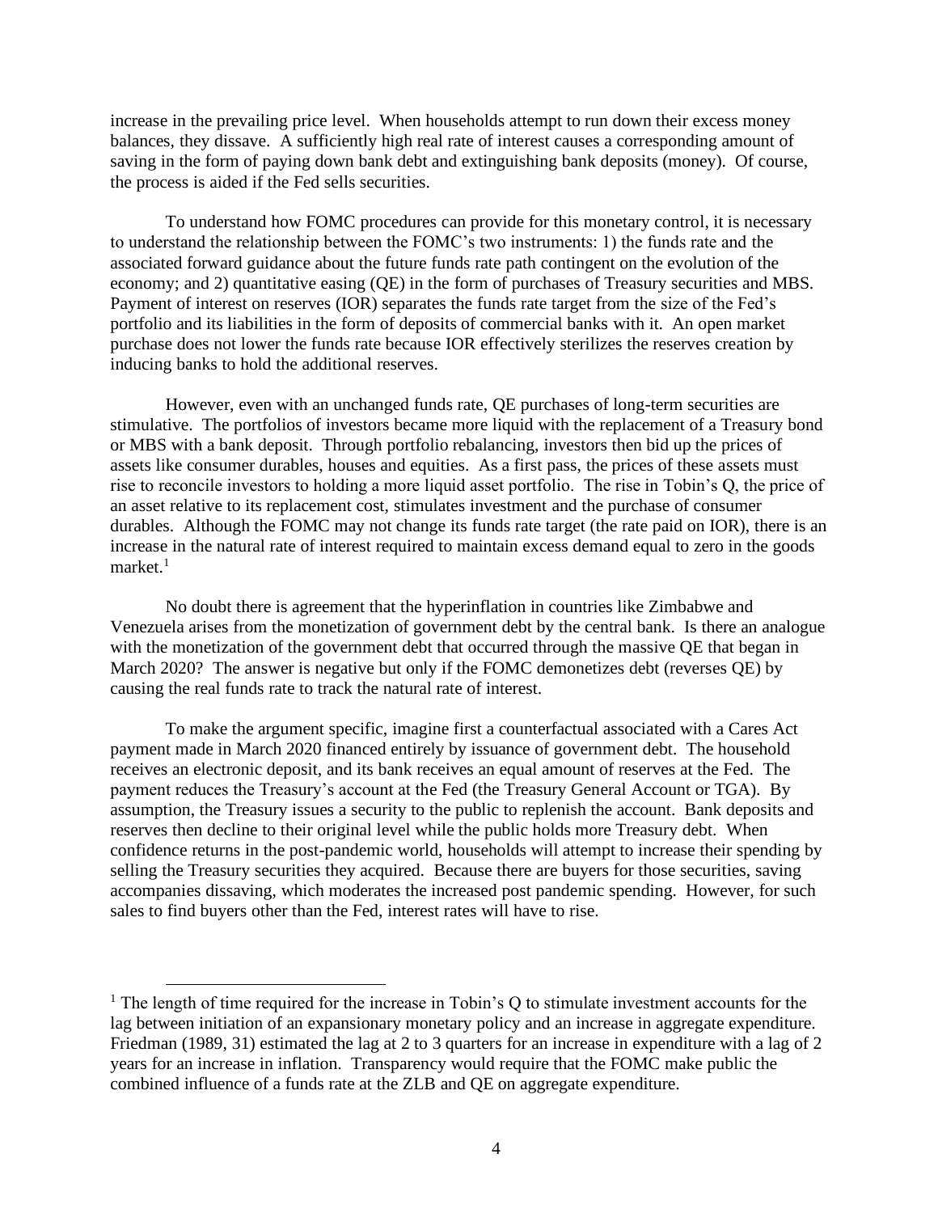increase in the prevailing price level. When households attempt to run down their excess money balances, they dissave. A sufficiently high real rate of interest causes a corresponding amount of saving in the form of paying down bank debt and extinguishing bank deposits (money). Of course, the process is aided if the Fed sells securities.

To understand how FOMC procedures can provide for this monetary control, it is necessary to understand the relationship between the FOMC's two instruments: 1) the funds rate and the associated forward guidance about the future funds rate path contingent on the evolution of the economy; and 2) quantitative easing (QE) in the form of purchases of Treasury securities and MBS. Payment of interest on reserves (IOR) separates the funds rate target from the size of the Fed's portfolio and its liabilities in the form of deposits of commercial banks with it. An open market purchase does not lower the funds rate because IOR effectively sterilizes the reserves creation by inducing banks to hold the additional reserves.

However, even with an unchanged funds rate, QE purchases of long-term securities are stimulative. The portfolios of investors became more liquid with the replacement of a Treasury bond or MBS with a bank deposit. Through portfolio rebalancing, investors then bid up the prices of assets like consumer durables, houses and equities. As a first pass, the prices of these assets must rise to reconcile investors to holding a more liquid asset portfolio. The rise in Tobin's Q, the price of an asset relative to its replacement cost, stimulates investment and the purchase of consumer durables. Although the FOMC may not change its funds rate target (the rate paid on IOR), there is an increase in the natural rate of interest required to maintain excess demand equal to zero in the goods market.[1]

No doubt there is agreement that the hyperinflation in countries like Zimbabwe and Venezuela arises from the monetization of government debt by the central bank. Is there an analogue with the monetization of the government debt that occurred through the massive QE that began in March 2020? The answer is negative but only if the FOMC demonetizes debt (reverses QE) by causing the real funds rate to track the natural rate of interest.

To make the argument specific, imagine first a counterfactual associated with a Cares Act payment made in March 2020 financed entirely by issuance of government debt. The household receives an electronic deposit, and its bank receives an equal amount of reserves at the Fed. The payment reduces the Treasury's account at the Fed (the Treasury General Account or TGA). By assumption, the Treasury issues a security to the public to replenish the account. Bank deposits and reserves then decline to their original level while the public holds more Treasury debt. When confidence returns in the post-pandemic world, households will attempt to increase their spending by selling the Treasury securities they acquired. Because there are buyers for those securities, saving accompanies dissaving, which moderates the increased post pandemic spending. However, for such sales to find buyers other than the Fed, interest rates will have to rise.

[1] The length of time required for the increase in Tobin's Q to stimulate investment accounts for the lag between initiation of an expansionary monetary policy and an increase in aggregate expenditure. Friedman (1989, 31) estimated the lag at 2 to 3 quarters for an increase in expenditure with a lag of 2 years for an increase in inflation. Transparency would require that the FOMC make public the combined influence of a funds rate at the ZLB and QE on aggregate expenditure.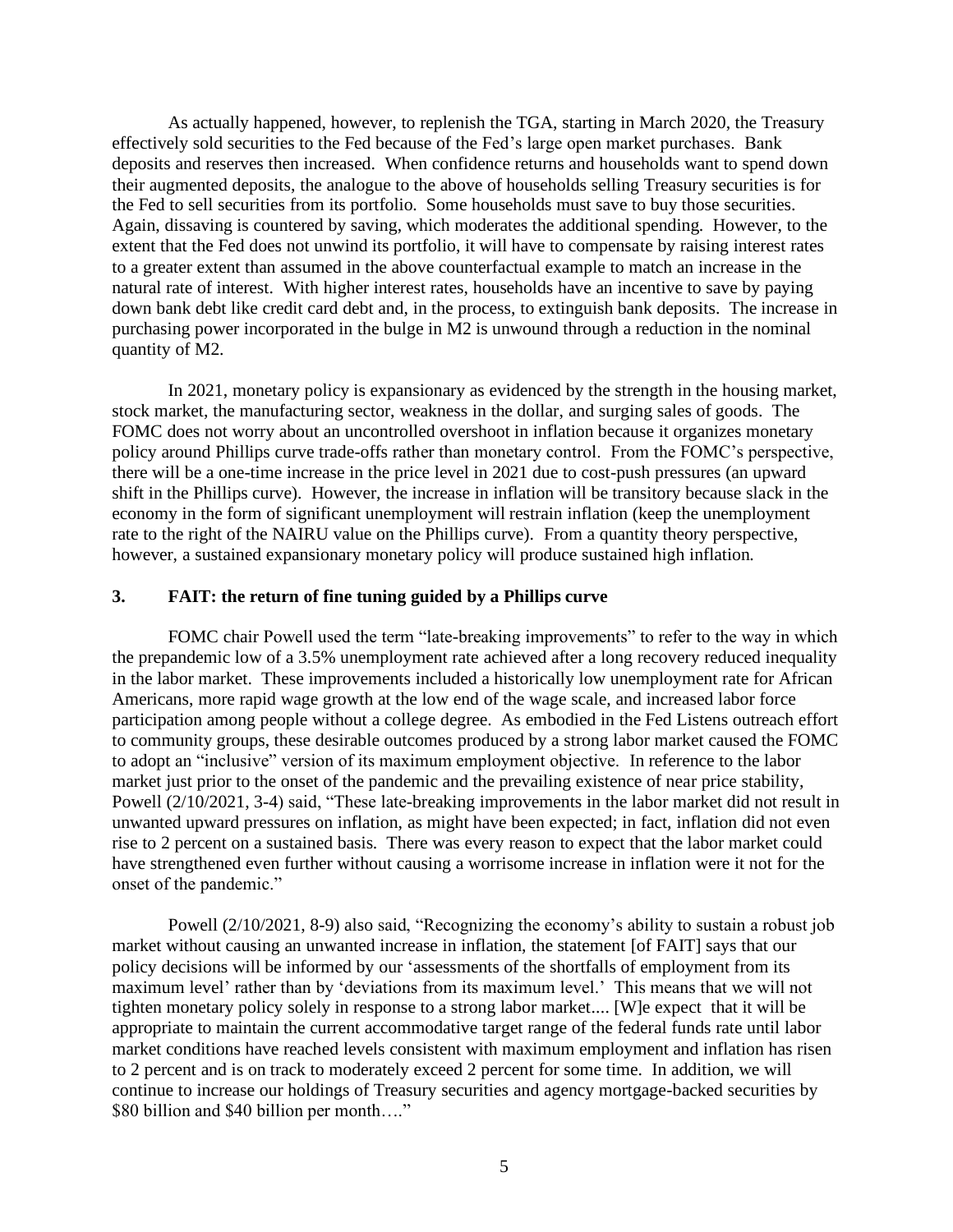As actually happened, however, to replenish the TGA, starting in March 2020, the Treasury effectively sold securities to the Fed because of the Fed's large open market purchases. Bank deposits and reserves then increased. When confidence returns and households want to spend down their augmented deposits, the analogue to the above of households selling Treasury securities is for the Fed to sell securities from its portfolio. Some households must save to buy those securities. Again, dissaving is countered by saving, which moderates the additional spending. However, to the extent that the Fed does not unwind its portfolio, it will have to compensate by raising interest rates to a greater extent than assumed in the above counterfactual example to match an increase in the natural rate of interest. With higher interest rates, households have an incentive to save by paying down bank debt like credit card debt and, in the process, to extinguish bank deposits. The increase in purchasing power incorporated in the bulge in M2 is unwound through a reduction in the nominal quantity of M2.

In 2021, monetary policy is expansionary as evidenced by the strength in the housing market, stock market, the manufacturing sector, weakness in the dollar, and surging sales of goods. The FOMC does not worry about an uncontrolled overshoot in inflation because it organizes monetary policy around Phillips curve trade-offs rather than monetary control. From the FOMC's perspective, there will be a one-time increase in the price level in 2021 due to cost-push pressures (an upward shift in the Phillips curve). However, the increase in inflation will be transitory because slack in the economy in the form of significant unemployment will restrain inflation (keep the unemployment rate to the right of the NAIRU value on the Phillips curve). From a quantity theory perspective, however, a sustained expansionary monetary policy will produce sustained high inflation.

## 3. FAIT: the return of fine tuning guided by a Phillips curve

FOMC chair Powell used the term "late-breaking improvements" to refer to the way in which the prepandemic low of a 3.5% unemployment rate achieved after a long recovery reduced inequality in the labor market. These improvements included a historically low unemployment rate for African Americans, more rapid wage growth at the low end of the wage scale, and increased labor force participation among people without a college degree. As embodied in the Fed Listens outreach effort to community groups, these desirable outcomes produced by a strong labor market caused the FOMC to adopt an "inclusive" version of its maximum employment objective. In reference to the labor market just prior to the onset of the pandemic and the prevailing existence of near price stability, Powell (2/10/2021, 3-4) said, "These late-breaking improvements in the labor market did not result in unwanted upward pressures on inflation, as might have been expected; in fact, inflation did not even rise to 2 percent on a sustained basis. There was every reason to expect that the labor market could have strengthened even further without causing a worrisome increase in inflation were it not for the onset of the pandemic."

Powell (2/10/2021, 8-9) also said, "Recognizing the economy's ability to sustain a robust job market without causing an unwanted increase in inflation, the statement [of FAIT] says that our policy decisions will be informed by our 'assessments of the shortfalls of employment from its maximum level' rather than by 'deviations from its maximum level.' This means that we will not tighten monetary policy solely in response to a strong labor market.... [W]e expect that it will be appropriate to maintain the current accommodative target range of the federal funds rate until labor market conditions have reached levels consistent with maximum employment and inflation has risen to 2 percent and is on track to moderately exceed 2 percent for some time. In addition, we will continue to increase our holdings of Treasury securities and agency mortgage-backed securities by \$80 billion and \$40 billion per month…."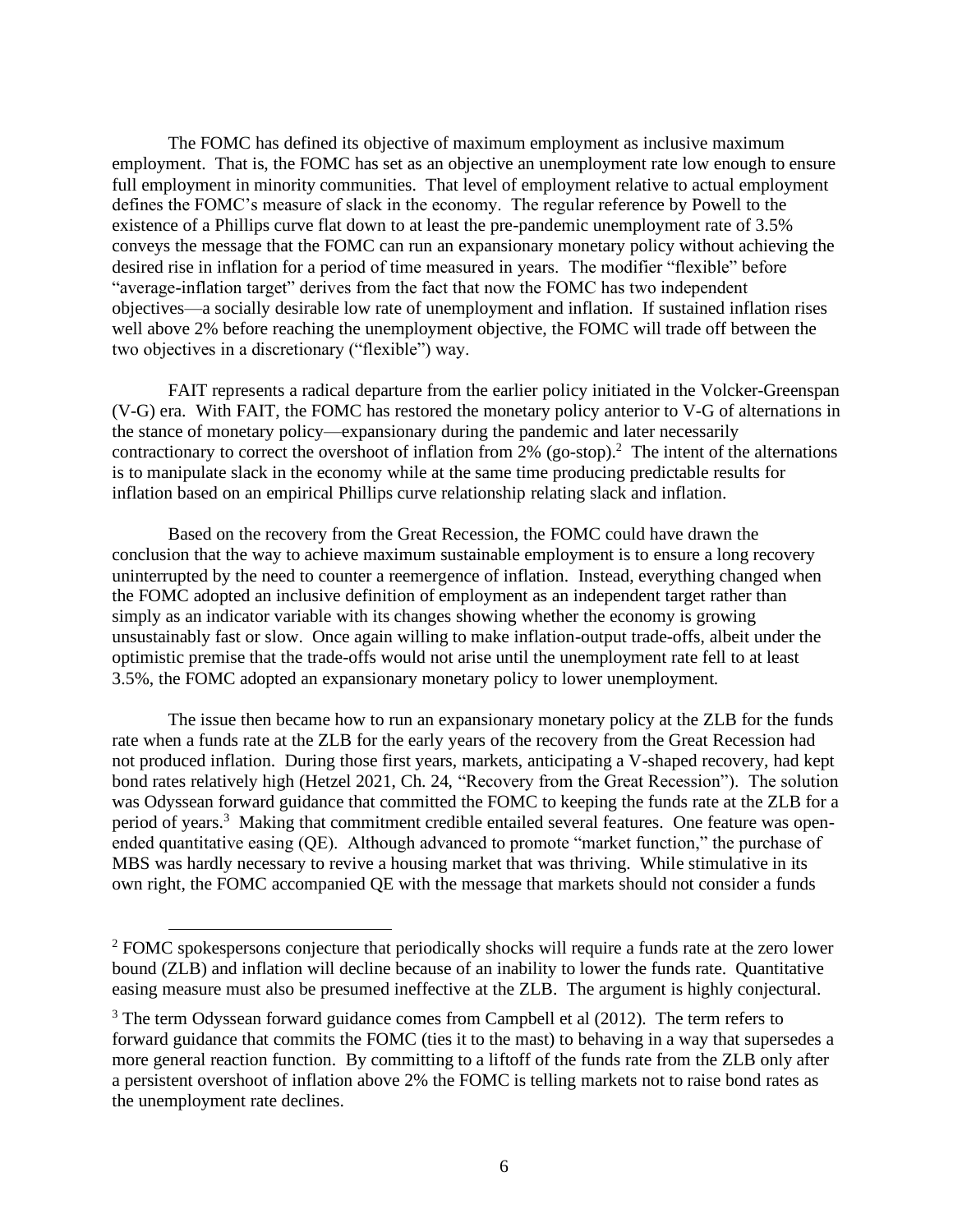The FOMC has defined its objective of maximum employment as inclusive maximum employment. That is, the FOMC has set as an objective an unemployment rate low enough to ensure full employment in minority communities. That level of employment relative to actual employment defines the FOMC's measure of slack in the economy. The regular reference by Powell to the existence of a Phillips curve flat down to at least the pre-pandemic unemployment rate of 3.5% conveys the message that the FOMC can run an expansionary monetary policy without achieving the desired rise in inflation for a period of time measured in years. The modifier "flexible" before "average-inflation target" derives from the fact that now the FOMC has two independent objectives—a socially desirable low rate of unemployment and inflation. If sustained inflation rises well above 2% before reaching the unemployment objective, the FOMC will trade off between the two objectives in a discretionary ("flexible") way.

FAIT represents a radical departure from the earlier policy initiated in the Volcker-Greenspan (V-G) era. With FAIT, the FOMC has restored the monetary policy anterior to V-G of alternations in the stance of monetary policy—expansionary during the pandemic and later necessarily contractionary to correct the overshoot of inflation from 2% (go-stop).[2] The intent of the alternations is to manipulate slack in the economy while at the same time producing predictable results for inflation based on an empirical Phillips curve relationship relating slack and inflation.

Based on the recovery from the Great Recession, the FOMC could have drawn the conclusion that the way to achieve maximum sustainable employment is to ensure a long recovery uninterrupted by the need to counter a reemergence of inflation. Instead, everything changed when the FOMC adopted an inclusive definition of employment as an independent target rather than simply as an indicator variable with its changes showing whether the economy is growing unsustainably fast or slow. Once again willing to make inflation-output trade-offs, albeit under the optimistic premise that the trade-offs would not arise until the unemployment rate fell to at least 3.5%, the FOMC adopted an expansionary monetary policy to lower unemployment.

The issue then became how to run an expansionary monetary policy at the ZLB for the funds rate when a funds rate at the ZLB for the early years of the recovery from the Great Recession had not produced inflation. During those first years, markets, anticipating a V-shaped recovery, had kept bond rates relatively high (Hetzel 2021, Ch. 24, "Recovery from the Great Recession"). The solution was Odyssean forward guidance that committed the FOMC to keeping the funds rate at the ZLB for a period of years.[3] Making that commitment credible entailed several features. One feature was open-ended quantitative easing (QE). Although advanced to promote "market function," the purchase of MBS was hardly necessary to revive a housing market that was thriving. While stimulative in its own right, the FOMC accompanied QE with the message that markets should not consider a funds

[2] FOMC spokespersons conjecture that periodically shocks will require a funds rate at the zero lower bound (ZLB) and inflation will decline because of an inability to lower the funds rate. Quantitative easing measure must also be presumed ineffective at the ZLB. The argument is highly conjectural.

[3] The term Odyssean forward guidance comes from Campbell et al (2012). The term refers to forward guidance that commits the FOMC (ties it to the mast) to behaving in a way that supersedes a more general reaction function. By committing to a liftoff of the funds rate from the ZLB only after a persistent overshoot of inflation above 2% the FOMC is telling markets not to raise bond rates as the unemployment rate declines.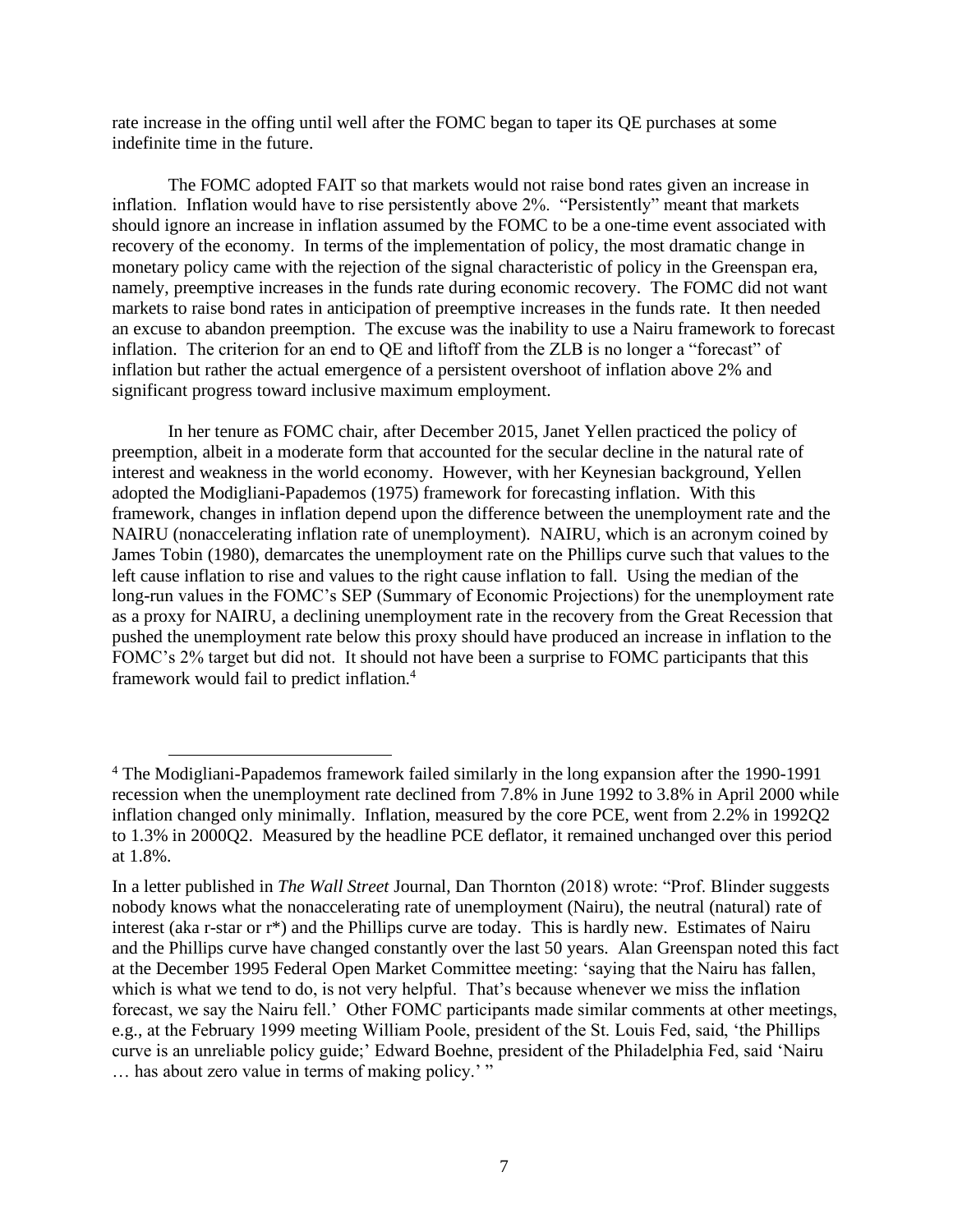rate increase in the offing until well after the FOMC began to taper its QE purchases at some indefinite time in the future.

The FOMC adopted FAIT so that markets would not raise bond rates given an increase in inflation. Inflation would have to rise persistently above 2%. "Persistently" meant that markets should ignore an increase in inflation assumed by the FOMC to be a one-time event associated with recovery of the economy. In terms of the implementation of policy, the most dramatic change in monetary policy came with the rejection of the signal characteristic of policy in the Greenspan era, namely, preemptive increases in the funds rate during economic recovery. The FOMC did not want markets to raise bond rates in anticipation of preemptive increases in the funds rate. It then needed an excuse to abandon preemption. The excuse was the inability to use a Nairu framework to forecast inflation. The criterion for an end to QE and liftoff from the ZLB is no longer a "forecast" of inflation but rather the actual emergence of a persistent overshoot of inflation above 2% and significant progress toward inclusive maximum employment.

In her tenure as FOMC chair, after December 2015, Janet Yellen practiced the policy of preemption, albeit in a moderate form that accounted for the secular decline in the natural rate of interest and weakness in the world economy. However, with her Keynesian background, Yellen adopted the Modigliani-Papademos (1975) framework for forecasting inflation. With this framework, changes in inflation depend upon the difference between the unemployment rate and the NAIRU (nonaccelerating inflation rate of unemployment). NAIRU, which is an acronym coined by James Tobin (1980), demarcates the unemployment rate on the Phillips curve such that values to the left cause inflation to rise and values to the right cause inflation to fall. Using the median of the long-run values in the FOMC's SEP (Summary of Economic Projections) for the unemployment rate as a proxy for NAIRU, a declining unemployment rate in the recovery from the Great Recession that pushed the unemployment rate below this proxy should have produced an increase in inflation to the FOMC's 2% target but did not. It should not have been a surprise to FOMC participants that this framework would fail to predict inflation.[4]

---

[4] The Modigliani-Papademos framework failed similarly in the long expansion after the 1990-1991 recession when the unemployment rate declined from 7.8% in June 1992 to 3.8% in April 2000 while inflation changed only minimally. Inflation, measured by the core PCE, went from 2.2% in 1992Q2 to 1.3% in 2000Q2. Measured by the headline PCE deflator, it remained unchanged over this period at 1.8%.

In a letter published in *The Wall Street* Journal, Dan Thornton (2018) wrote: "Prof. Blinder suggests nobody knows what the nonaccelerating rate of unemployment (Nairu), the neutral (natural) rate of interest (aka r-star or r*) and the Phillips curve are today. This is hardly new. Estimates of Nairu and the Phillips curve have changed constantly over the last 50 years. Alan Greenspan noted this fact at the December 1995 Federal Open Market Committee meeting: 'saying that the Nairu has fallen, which is what we tend to do, is not very helpful. That's because whenever we miss the inflation forecast, we say the Nairu fell.' Other FOMC participants made similar comments at other meetings, e.g., at the February 1999 meeting William Poole, president of the St. Louis Fed, said, 'the Phillips curve is an unreliable policy guide;' Edward Boehne, president of the Philadelphia Fed, said 'Nairu … has about zero value in terms of making policy.' "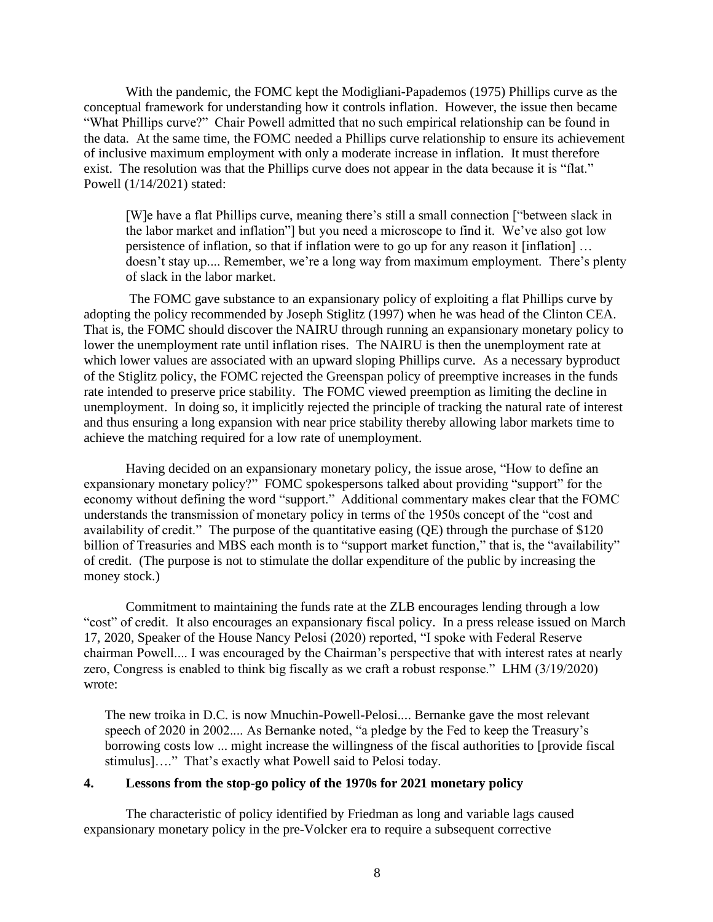With the pandemic, the FOMC kept the Modigliani-Papademos (1975) Phillips curve as the conceptual framework for understanding how it controls inflation. However, the issue then became "What Phillips curve?" Chair Powell admitted that no such empirical relationship can be found in the data. At the same time, the FOMC needed a Phillips curve relationship to ensure its achievement of inclusive maximum employment with only a moderate increase in inflation. It must therefore exist. The resolution was that the Phillips curve does not appear in the data because it is "flat." Powell (1/14/2021) stated:

> [W]e have a flat Phillips curve, meaning there's still a small connection ["between slack in the labor market and inflation"] but you need a microscope to find it. We've also got low persistence of inflation, so that if inflation were to go up for any reason it [inflation] … doesn't stay up.... Remember, we're a long way from maximum employment. There's plenty of slack in the labor market.

The FOMC gave substance to an expansionary policy of exploiting a flat Phillips curve by adopting the policy recommended by Joseph Stiglitz (1997) when he was head of the Clinton CEA. That is, the FOMC should discover the NAIRU through running an expansionary monetary policy to lower the unemployment rate until inflation rises. The NAIRU is then the unemployment rate at which lower values are associated with an upward sloping Phillips curve. As a necessary byproduct of the Stiglitz policy, the FOMC rejected the Greenspan policy of preemptive increases in the funds rate intended to preserve price stability. The FOMC viewed preemption as limiting the decline in unemployment. In doing so, it implicitly rejected the principle of tracking the natural rate of interest and thus ensuring a long expansion with near price stability thereby allowing labor markets time to achieve the matching required for a low rate of unemployment.

Having decided on an expansionary monetary policy, the issue arose, "How to define an expansionary monetary policy?" FOMC spokespersons talked about providing "support" for the economy without defining the word "support." Additional commentary makes clear that the FOMC understands the transmission of monetary policy in terms of the 1950s concept of the "cost and availability of credit." The purpose of the quantitative easing (QE) through the purchase of $120 billion of Treasuries and MBS each month is to "support market function," that is, the "availability" of credit. (The purpose is not to stimulate the dollar expenditure of the public by increasing the money stock.)

Commitment to maintaining the funds rate at the ZLB encourages lending through a low "cost" of credit. It also encourages an expansionary fiscal policy. In a press release issued on March 17, 2020, Speaker of the House Nancy Pelosi (2020) reported, "I spoke with Federal Reserve chairman Powell.... I was encouraged by the Chairman's perspective that with interest rates at nearly zero, Congress is enabled to think big fiscally as we craft a robust response." LHM (3/19/2020) wrote:

> The new troika in D.C. is now Mnuchin-Powell-Pelosi.... Bernanke gave the most relevant speech of 2020 in 2002.... As Bernanke noted, "a pledge by the Fed to keep the Treasury's borrowing costs low ... might increase the willingness of the fiscal authorities to [provide fiscal stimulus]…." That's exactly what Powell said to Pelosi today.

## 4. Lessons from the stop-go policy of the 1970s for 2021 monetary policy

The characteristic of policy identified by Friedman as long and variable lags caused expansionary monetary policy in the pre-Volcker era to require a subsequent corrective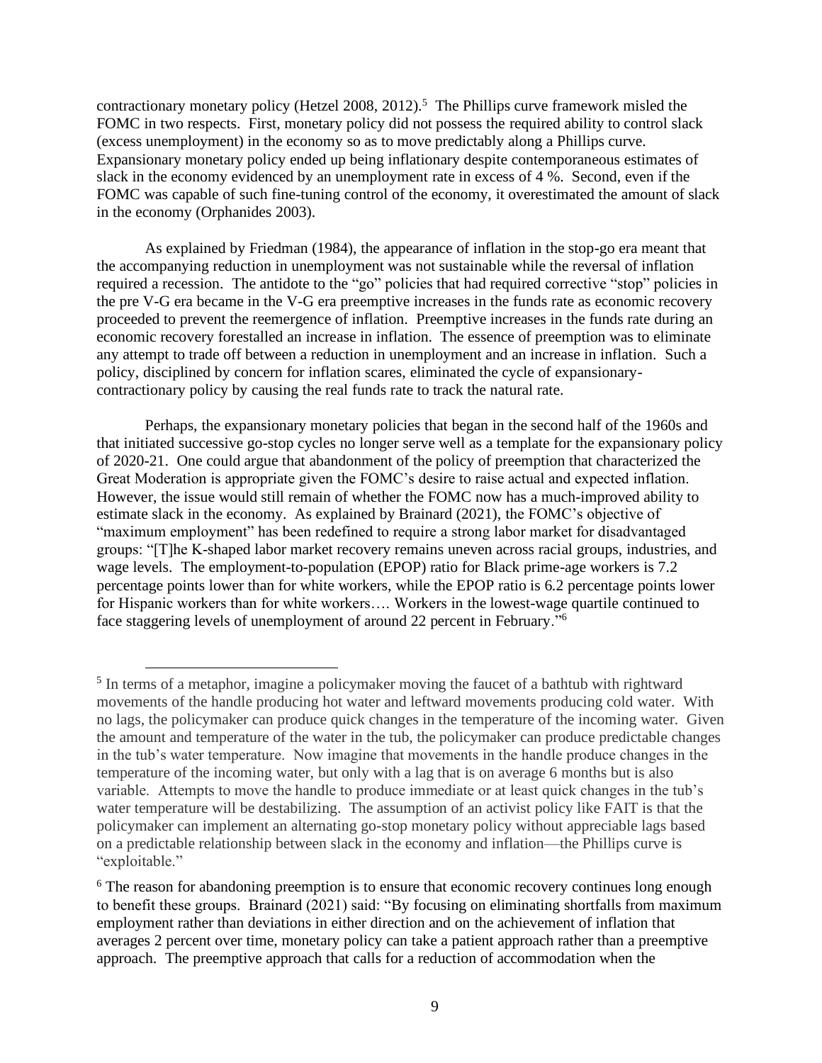contractionary monetary policy (Hetzel 2008, 2012).[5] The Phillips curve framework misled the FOMC in two respects. First, monetary policy did not possess the required ability to control slack (excess unemployment) in the economy so as to move predictably along a Phillips curve. Expansionary monetary policy ended up being inflationary despite contemporaneous estimates of slack in the economy evidenced by an unemployment rate in excess of 4 %. Second, even if the FOMC was capable of such fine-tuning control of the economy, it overestimated the amount of slack in the economy (Orphanides 2003).

As explained by Friedman (1984), the appearance of inflation in the stop-go era meant that the accompanying reduction in unemployment was not sustainable while the reversal of inflation required a recession. The antidote to the "go" policies that had required corrective "stop" policies in the pre V-G era became in the V-G era preemptive increases in the funds rate as economic recovery proceeded to prevent the reemergence of inflation. Preemptive increases in the funds rate during an economic recovery forestalled an increase in inflation. The essence of preemption was to eliminate any attempt to trade off between a reduction in unemployment and an increase in inflation. Such a policy, disciplined by concern for inflation scares, eliminated the cycle of expansionary-contractionary policy by causing the real funds rate to track the natural rate.

Perhaps, the expansionary monetary policies that began in the second half of the 1960s and that initiated successive go-stop cycles no longer serve well as a template for the expansionary policy of 2020-21. One could argue that abandonment of the policy of preemption that characterized the Great Moderation is appropriate given the FOMC's desire to raise actual and expected inflation. However, the issue would still remain of whether the FOMC now has a much-improved ability to estimate slack in the economy. As explained by Brainard (2021), the FOMC's objective of "maximum employment" has been redefined to require a strong labor market for disadvantaged groups: "[T]he K-shaped labor market recovery remains uneven across racial groups, industries, and wage levels. The employment-to-population (EPOP) ratio for Black prime-age workers is 7.2 percentage points lower than for white workers, while the EPOP ratio is 6.2 percentage points lower for Hispanic workers than for white workers…. Workers in the lowest-wage quartile continued to face staggering levels of unemployment of around 22 percent in February."[6]

---

[5] In terms of a metaphor, imagine a policymaker moving the faucet of a bathtub with rightward movements of the handle producing hot water and leftward movements producing cold water. With no lags, the policymaker can produce quick changes in the temperature of the incoming water. Given the amount and temperature of the water in the tub, the policymaker can produce predictable changes in the tub's water temperature. Now imagine that movements in the handle produce changes in the temperature of the incoming water, but only with a lag that is on average 6 months but is also variable. Attempts to move the handle to produce immediate or at least quick changes in the tub's water temperature will be destabilizing. The assumption of an activist policy like FAIT is that the policymaker can implement an alternating go-stop monetary policy without appreciable lags based on a predictable relationship between slack in the economy and inflation—the Phillips curve is "exploitable."

[6] The reason for abandoning preemption is to ensure that economic recovery continues long enough to benefit these groups. Brainard (2021) said: "By focusing on eliminating shortfalls from maximum employment rather than deviations in either direction and on the achievement of inflation that averages 2 percent over time, monetary policy can take a patient approach rather than a preemptive approach. The preemptive approach that calls for a reduction of accommodation when the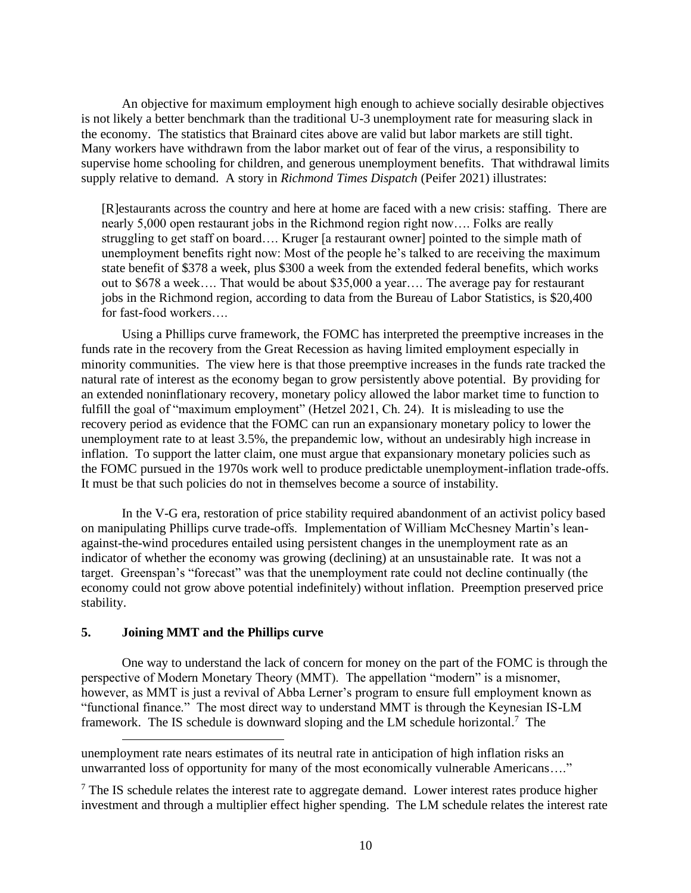An objective for maximum employment high enough to achieve socially desirable objectives is not likely a better benchmark than the traditional U-3 unemployment rate for measuring slack in the economy. The statistics that Brainard cites above are valid but labor markets are still tight. Many workers have withdrawn from the labor market out of fear of the virus, a responsibility to supervise home schooling for children, and generous unemployment benefits. That withdrawal limits supply relative to demand. A story in *Richmond Times Dispatch* (Peifer 2021) illustrates:

> [R]estaurants across the country and here at home are faced with a new crisis: staffing. There are nearly 5,000 open restaurant jobs in the Richmond region right now…. Folks are really struggling to get staff on board…. Kruger [a restaurant owner] pointed to the simple math of unemployment benefits right now: Most of the people he's talked to are receiving the maximum state benefit of $378 a week, plus $300 a week from the extended federal benefits, which works out to $678 a week…. That would be about $35,000 a year…. The average pay for restaurant jobs in the Richmond region, according to data from the Bureau of Labor Statistics, is $20,400 for fast-food workers….

Using a Phillips curve framework, the FOMC has interpreted the preemptive increases in the funds rate in the recovery from the Great Recession as having limited employment especially in minority communities. The view here is that those preemptive increases in the funds rate tracked the natural rate of interest as the economy began to grow persistently above potential. By providing for an extended noninflationary recovery, monetary policy allowed the labor market time to function to fulfill the goal of "maximum employment" (Hetzel 2021, Ch. 24). It is misleading to use the recovery period as evidence that the FOMC can run an expansionary monetary policy to lower the unemployment rate to at least 3.5%, the prepandemic low, without an undesirably high increase in inflation. To support the latter claim, one must argue that expansionary monetary policies such as the FOMC pursued in the 1970s work well to produce predictable unemployment-inflation trade-offs. It must be that such policies do not in themselves become a source of instability.

In the V-G era, restoration of price stability required abandonment of an activist policy based on manipulating Phillips curve trade-offs. Implementation of William McChesney Martin's lean-against-the-wind procedures entailed using persistent changes in the unemployment rate as an indicator of whether the economy was growing (declining) at an unsustainable rate. It was not a target. Greenspan's "forecast" was that the unemployment rate could not decline continually (the economy could not grow above potential indefinitely) without inflation. Preemption preserved price stability.

## 5. Joining MMT and the Phillips curve

One way to understand the lack of concern for money on the part of the FOMC is through the perspective of Modern Monetary Theory (MMT). The appellation "modern" is a misnomer, however, as MMT is just a revival of Abba Lerner's program to ensure full employment known as "functional finance." The most direct way to understand MMT is through the Keynesian IS-LM framework. The IS schedule is downward sloping and the LM schedule horizontal.[7] The

---

unemployment rate nears estimates of its neutral rate in anticipation of high inflation risks an unwarranted loss of opportunity for many of the most economically vulnerable Americans…."

[7] The IS schedule relates the interest rate to aggregate demand. Lower interest rates produce higher investment and through a multiplier effect higher spending. The LM schedule relates the interest rate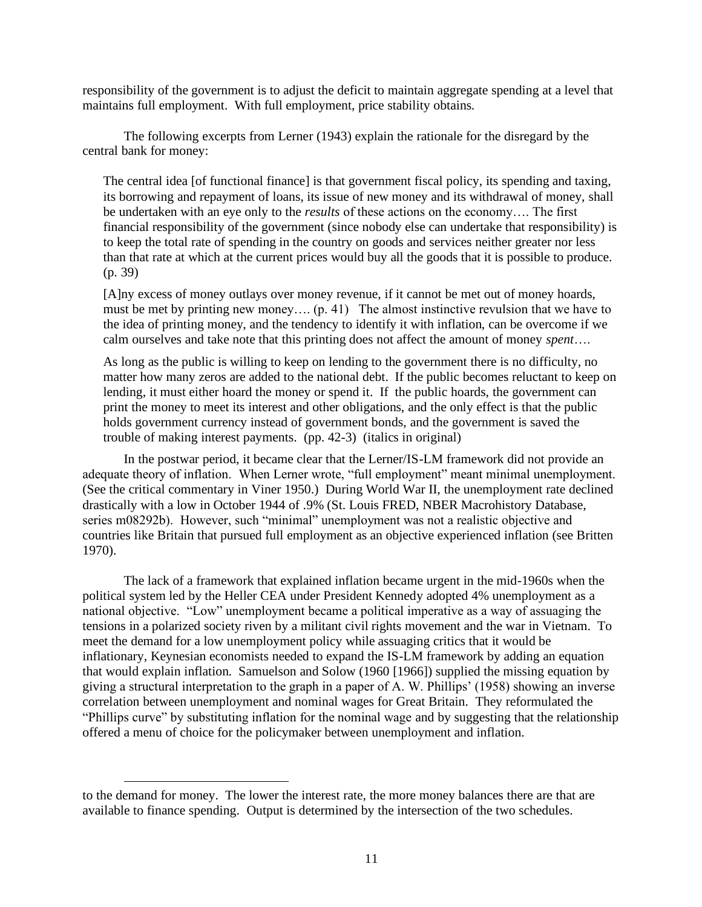responsibility of the government is to adjust the deficit to maintain aggregate spending at a level that maintains full employment. With full employment, price stability obtains.

The following excerpts from Lerner (1943) explain the rationale for the disregard by the central bank for money:

> The central idea [of functional finance] is that government fiscal policy, its spending and taxing, its borrowing and repayment of loans, its issue of new money and its withdrawal of money, shall be undertaken with an eye only to the *results* of these actions on the economy…. The first financial responsibility of the government (since nobody else can undertake that responsibility) is to keep the total rate of spending in the country on goods and services neither greater nor less than that rate at which at the current prices would buy all the goods that it is possible to produce. (p. 39)
>
> [A]ny excess of money outlays over money revenue, if it cannot be met out of money hoards, must be met by printing new money…. (p. 41) The almost instinctive revulsion that we have to the idea of printing money, and the tendency to identify it with inflation, can be overcome if we calm ourselves and take note that this printing does not affect the amount of money *spent*….
>
> As long as the public is willing to keep on lending to the government there is no difficulty, no matter how many zeros are added to the national debt. If the public becomes reluctant to keep on lending, it must either hoard the money or spend it. If the public hoards, the government can print the money to meet its interest and other obligations, and the only effect is that the public holds government currency instead of government bonds, and the government is saved the trouble of making interest payments. (pp. 42-3) (italics in original)

In the postwar period, it became clear that the Lerner/IS-LM framework did not provide an adequate theory of inflation. When Lerner wrote, "full employment" meant minimal unemployment. (See the critical commentary in Viner 1950.) During World War II, the unemployment rate declined drastically with a low in October 1944 of .9% (St. Louis FRED, NBER Macrohistory Database, series m08292b). However, such "minimal" unemployment was not a realistic objective and countries like Britain that pursued full employment as an objective experienced inflation (see Britten 1970).

The lack of a framework that explained inflation became urgent in the mid-1960s when the political system led by the Heller CEA under President Kennedy adopted 4% unemployment as a national objective. "Low" unemployment became a political imperative as a way of assuaging the tensions in a polarized society riven by a militant civil rights movement and the war in Vietnam. To meet the demand for a low unemployment policy while assuaging critics that it would be inflationary, Keynesian economists needed to expand the IS-LM framework by adding an equation that would explain inflation. Samuelson and Solow (1960 [1966]) supplied the missing equation by giving a structural interpretation to the graph in a paper of A. W. Phillips' (1958) showing an inverse correlation between unemployment and nominal wages for Great Britain. They reformulated the "Phillips curve" by substituting inflation for the nominal wage and by suggesting that the relationship offered a menu of choice for the policymaker between unemployment and inflation.

---

to the demand for money. The lower the interest rate, the more money balances there are that are available to finance spending. Output is determined by the intersection of the two schedules.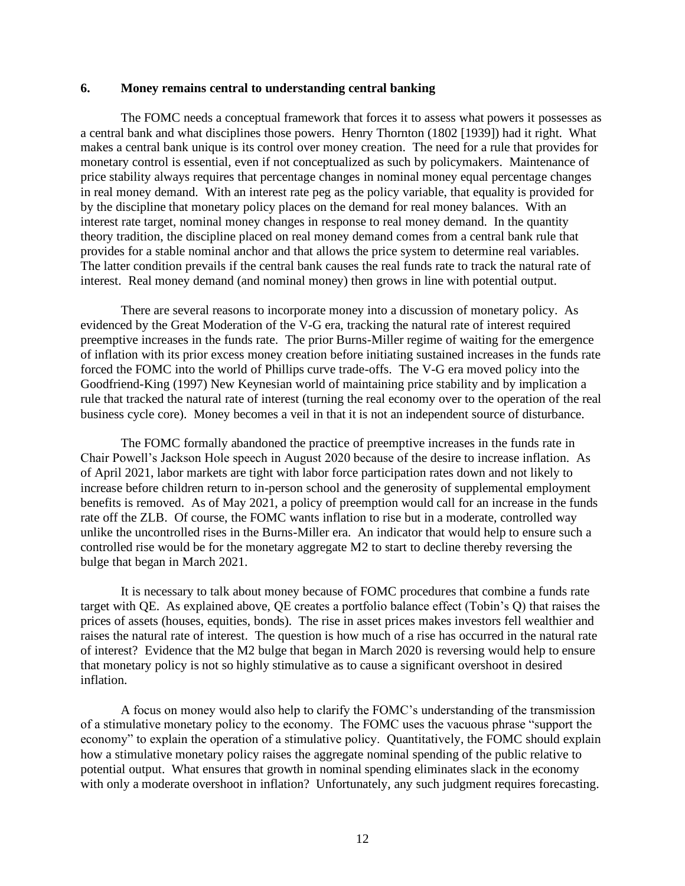## 6. Money remains central to understanding central banking

The FOMC needs a conceptual framework that forces it to assess what powers it possesses as a central bank and what disciplines those powers. Henry Thornton (1802 [1939]) had it right. What makes a central bank unique is its control over money creation. The need for a rule that provides for monetary control is essential, even if not conceptualized as such by policymakers. Maintenance of price stability always requires that percentage changes in nominal money equal percentage changes in real money demand. With an interest rate peg as the policy variable, that equality is provided for by the discipline that monetary policy places on the demand for real money balances. With an interest rate target, nominal money changes in response to real money demand. In the quantity theory tradition, the discipline placed on real money demand comes from a central bank rule that provides for a stable nominal anchor and that allows the price system to determine real variables. The latter condition prevails if the central bank causes the real funds rate to track the natural rate of interest. Real money demand (and nominal money) then grows in line with potential output.

There are several reasons to incorporate money into a discussion of monetary policy. As evidenced by the Great Moderation of the V-G era, tracking the natural rate of interest required preemptive increases in the funds rate. The prior Burns-Miller regime of waiting for the emergence of inflation with its prior excess money creation before initiating sustained increases in the funds rate forced the FOMC into the world of Phillips curve trade-offs. The V-G era moved policy into the Goodfriend-King (1997) New Keynesian world of maintaining price stability and by implication a rule that tracked the natural rate of interest (turning the real economy over to the operation of the real business cycle core). Money becomes a veil in that it is not an independent source of disturbance.

The FOMC formally abandoned the practice of preemptive increases in the funds rate in Chair Powell's Jackson Hole speech in August 2020 because of the desire to increase inflation. As of April 2021, labor markets are tight with labor force participation rates down and not likely to increase before children return to in-person school and the generosity of supplemental employment benefits is removed. As of May 2021, a policy of preemption would call for an increase in the funds rate off the ZLB. Of course, the FOMC wants inflation to rise but in a moderate, controlled way unlike the uncontrolled rises in the Burns-Miller era. An indicator that would help to ensure such a controlled rise would be for the monetary aggregate M2 to start to decline thereby reversing the bulge that began in March 2021.

It is necessary to talk about money because of FOMC procedures that combine a funds rate target with QE. As explained above, QE creates a portfolio balance effect (Tobin's Q) that raises the prices of assets (houses, equities, bonds). The rise in asset prices makes investors fell wealthier and raises the natural rate of interest. The question is how much of a rise has occurred in the natural rate of interest? Evidence that the M2 bulge that began in March 2020 is reversing would help to ensure that monetary policy is not so highly stimulative as to cause a significant overshoot in desired inflation.

A focus on money would also help to clarify the FOMC's understanding of the transmission of a stimulative monetary policy to the economy. The FOMC uses the vacuous phrase "support the economy" to explain the operation of a stimulative policy. Quantitatively, the FOMC should explain how a stimulative monetary policy raises the aggregate nominal spending of the public relative to potential output. What ensures that growth in nominal spending eliminates slack in the economy with only a moderate overshoot in inflation? Unfortunately, any such judgment requires forecasting.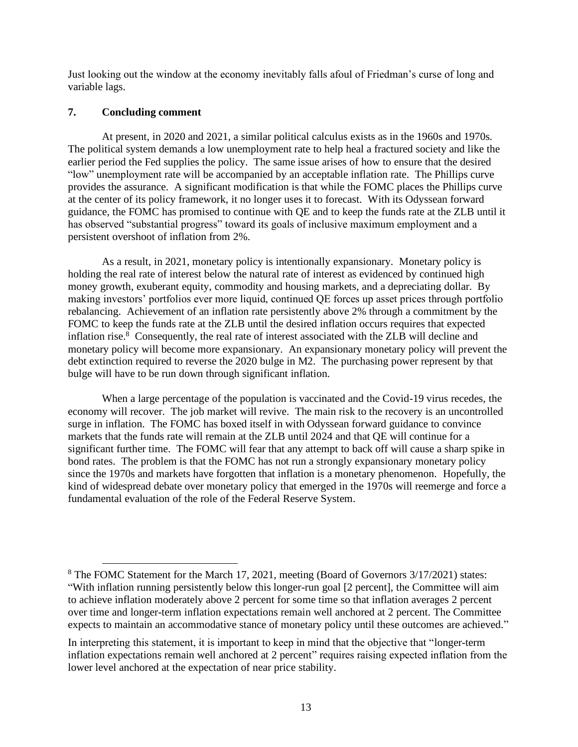Just looking out the window at the economy inevitably falls afoul of Friedman's curse of long and variable lags.

## 7. Concluding comment

At present, in 2020 and 2021, a similar political calculus exists as in the 1960s and 1970s. The political system demands a low unemployment rate to help heal a fractured society and like the earlier period the Fed supplies the policy. The same issue arises of how to ensure that the desired "low" unemployment rate will be accompanied by an acceptable inflation rate. The Phillips curve provides the assurance. A significant modification is that while the FOMC places the Phillips curve at the center of its policy framework, it no longer uses it to forecast. With its Odyssean forward guidance, the FOMC has promised to continue with QE and to keep the funds rate at the ZLB until it has observed "substantial progress" toward its goals of inclusive maximum employment and a persistent overshoot of inflation from 2%.

As a result, in 2021, monetary policy is intentionally expansionary. Monetary policy is holding the real rate of interest below the natural rate of interest as evidenced by continued high money growth, exuberant equity, commodity and housing markets, and a depreciating dollar. By making investors' portfolios ever more liquid, continued QE forces up asset prices through portfolio rebalancing. Achievement of an inflation rate persistently above 2% through a commitment by the FOMC to keep the funds rate at the ZLB until the desired inflation occurs requires that expected inflation rise.[8] Consequently, the real rate of interest associated with the ZLB will decline and monetary policy will become more expansionary. An expansionary monetary policy will prevent the debt extinction required to reverse the 2020 bulge in M2. The purchasing power represent by that bulge will have to be run down through significant inflation.

When a large percentage of the population is vaccinated and the Covid-19 virus recedes, the economy will recover. The job market will revive. The main risk to the recovery is an uncontrolled surge in inflation. The FOMC has boxed itself in with Odyssean forward guidance to convince markets that the funds rate will remain at the ZLB until 2024 and that QE will continue for a significant further time. The FOMC will fear that any attempt to back off will cause a sharp spike in bond rates. The problem is that the FOMC has not run a strongly expansionary monetary policy since the 1970s and markets have forgotten that inflation is a monetary phenomenon. Hopefully, the kind of widespread debate over monetary policy that emerged in the 1970s will reemerge and force a fundamental evaluation of the role of the Federal Reserve System.

---

[8] The FOMC Statement for the March 17, 2021, meeting (Board of Governors 3/17/2021) states: "With inflation running persistently below this longer-run goal [2 percent], the Committee will aim to achieve inflation moderately above 2 percent for some time so that inflation averages 2 percent over time and longer-term inflation expectations remain well anchored at 2 percent. The Committee expects to maintain an accommodative stance of monetary policy until these outcomes are achieved."

In interpreting this statement, it is important to keep in mind that the objective that "longer-term inflation expectations remain well anchored at 2 percent" requires raising expected inflation from the lower level anchored at the expectation of near price stability.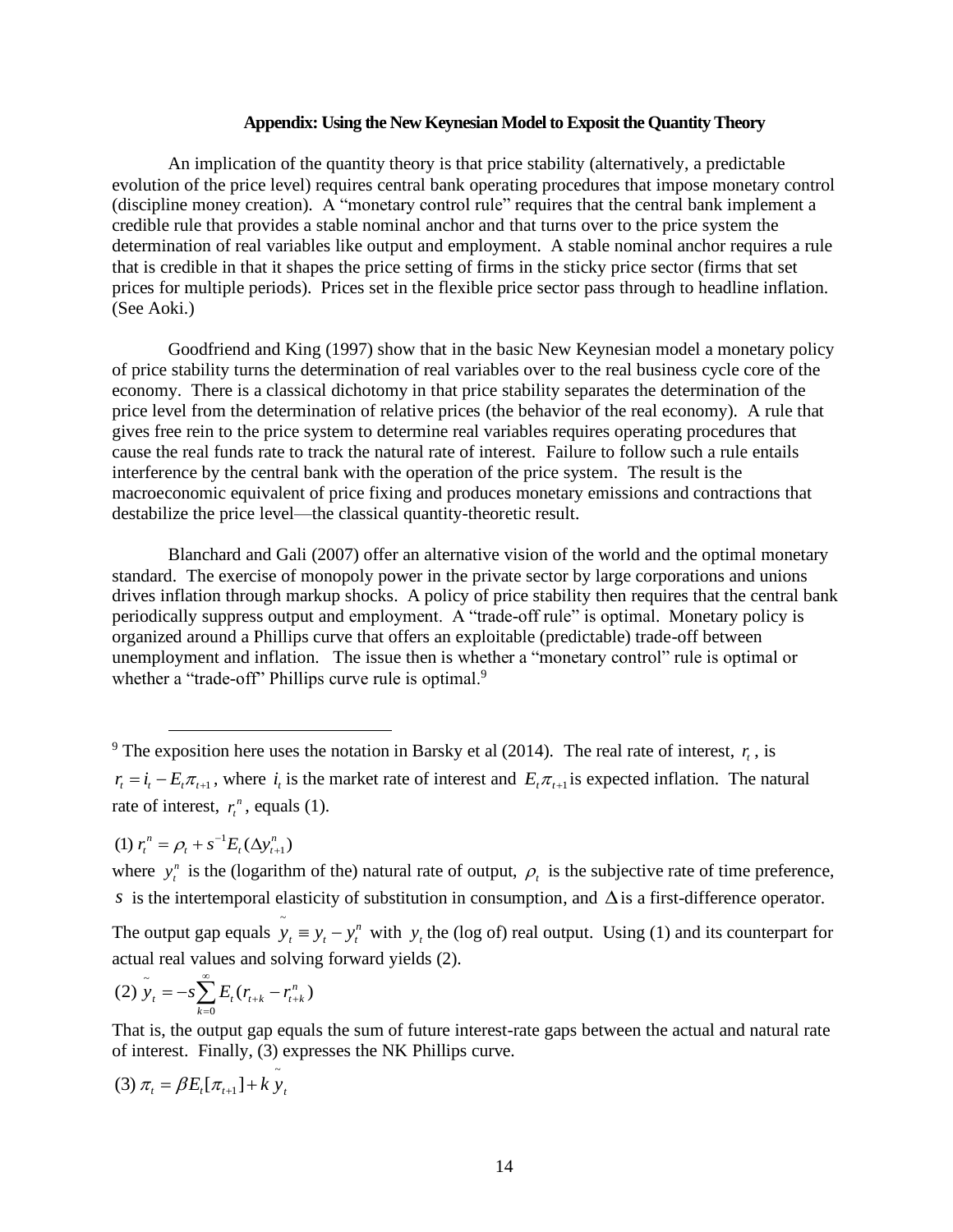### Appendix: Using the New Keynesian Model to Exposit the Quantity Theory

An implication of the quantity theory is that price stability (alternatively, a predictable evolution of the price level) requires central bank operating procedures that impose monetary control (discipline money creation). A "monetary control rule" requires that the central bank implement a credible rule that provides a stable nominal anchor and that turns over to the price system the determination of real variables like output and employment. A stable nominal anchor requires a rule that is credible in that it shapes the price setting of firms in the sticky price sector (firms that set prices for multiple periods). Prices set in the flexible price sector pass through to headline inflation. (See Aoki.)

Goodfriend and King (1997) show that in the basic New Keynesian model a monetary policy of price stability turns the determination of real variables over to the real business cycle core of the economy. There is a classical dichotomy in that price stability separates the determination of the price level from the determination of relative prices (the behavior of the real economy). A rule that gives free rein to the price system to determine real variables requires operating procedures that cause the real funds rate to track the natural rate of interest. Failure to follow such a rule entails interference by the central bank with the operation of the price system. The result is the macroeconomic equivalent of price fixing and produces monetary emissions and contractions that destabilize the price level—the classical quantity-theoretic result.

Blanchard and Gali (2007) offer an alternative vision of the world and the optimal monetary standard. The exercise of monopoly power in the private sector by large corporations and unions drives inflation through markup shocks. A policy of price stability then requires that the central bank periodically suppress output and employment. A "trade-off rule" is optimal. Monetary policy is organized around a Phillips curve that offers an exploitable (predictable) trade-off between unemployment and inflation. The issue then is whether a "monetary control" rule is optimal or whether a "trade-off" Phillips curve rule is optimal.[9]

---

[9] The exposition here uses the notation in Barsky et al (2014). The real rate of interest, $r_t$, is $r_t = i_t - E_t\pi_{t+1}$, where $i_t$ is the market rate of interest and $E_t\pi_{t+1}$ is expected inflation. The natural rate of interest, $r_t^n$, equals (1).

$$(1)\; r_t^n = \rho_t + s^{-1}E_t(\Delta y_{t+1}^n)$$

where $y_t^n$ is the (logarithm of the) natural rate of output, $\rho_t$ is the subjective rate of time preference, $s$ is the intertemporal elasticity of substitution in consumption, and $\Delta$ is a first-difference operator. The output gap equals $\tilde{y}_t \equiv y_t - y_t^n$ with $y_t$ the (log of) real output. Using (1) and its counterpart for actual real values and solving forward yields (2).

$$(2)\; \tilde{y}_t = -s\sum_{k=0}^{\infty} E_t(r_{t+k} - r_{t+k}^n)$$

That is, the output gap equals the sum of future interest-rate gaps between the actual and natural rate of interest. Finally, (3) expresses the NK Phillips curve.

$$(3)\; \pi_t = \beta E_t[\pi_{t+1}] + k\,\tilde{y}_t$$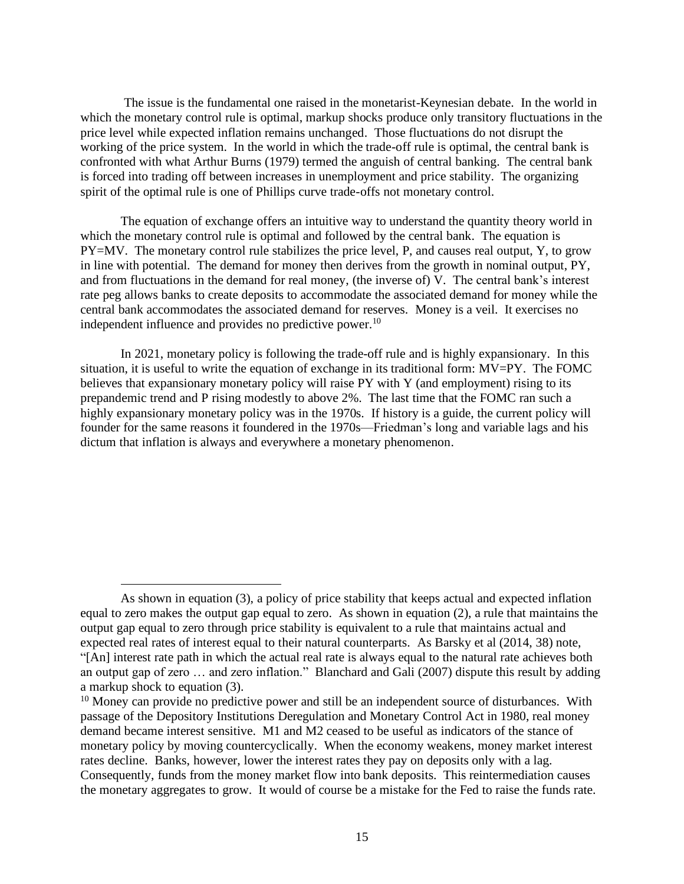The issue is the fundamental one raised in the monetarist-Keynesian debate. In the world in which the monetary control rule is optimal, markup shocks produce only transitory fluctuations in the price level while expected inflation remains unchanged. Those fluctuations do not disrupt the working of the price system. In the world in which the trade-off rule is optimal, the central bank is confronted with what Arthur Burns (1979) termed the anguish of central banking. The central bank is forced into trading off between increases in unemployment and price stability. The organizing spirit of the optimal rule is one of Phillips curve trade-offs not monetary control.

The equation of exchange offers an intuitive way to understand the quantity theory world in which the monetary control rule is optimal and followed by the central bank. The equation is PY=MV. The monetary control rule stabilizes the price level, P, and causes real output, Y, to grow in line with potential. The demand for money then derives from the growth in nominal output, PY, and from fluctuations in the demand for real money, (the inverse of) V. The central bank's interest rate peg allows banks to create deposits to accommodate the associated demand for money while the central bank accommodates the associated demand for reserves. Money is a veil. It exercises no independent influence and provides no predictive power.[10]

In 2021, monetary policy is following the trade-off rule and is highly expansionary. In this situation, it is useful to write the equation of exchange in its traditional form: MV=PY. The FOMC believes that expansionary monetary policy will raise PY with Y (and employment) rising to its prepandemic trend and P rising modestly to above 2%. The last time that the FOMC ran such a highly expansionary monetary policy was in the 1970s. If history is a guide, the current policy will founder for the same reasons it foundered in the 1970s—Friedman's long and variable lags and his dictum that inflation is always and everywhere a monetary phenomenon.

---

As shown in equation (3), a policy of price stability that keeps actual and expected inflation equal to zero makes the output gap equal to zero. As shown in equation (2), a rule that maintains the output gap equal to zero through price stability is equivalent to a rule that maintains actual and expected real rates of interest equal to their natural counterparts. As Barsky et al (2014, 38) note, "[An] interest rate path in which the actual real rate is always equal to the natural rate achieves both an output gap of zero … and zero inflation." Blanchard and Gali (2007) dispute this result by adding a markup shock to equation (3).

[10] Money can provide no predictive power and still be an independent source of disturbances. With passage of the Depository Institutions Deregulation and Monetary Control Act in 1980, real money demand became interest sensitive. M1 and M2 ceased to be useful as indicators of the stance of monetary policy by moving countercyclically. When the economy weakens, money market interest rates decline. Banks, however, lower the interest rates they pay on deposits only with a lag. Consequently, funds from the money market flow into bank deposits. This reintermediation causes the monetary aggregates to grow. It would of course be a mistake for the Fed to raise the funds rate.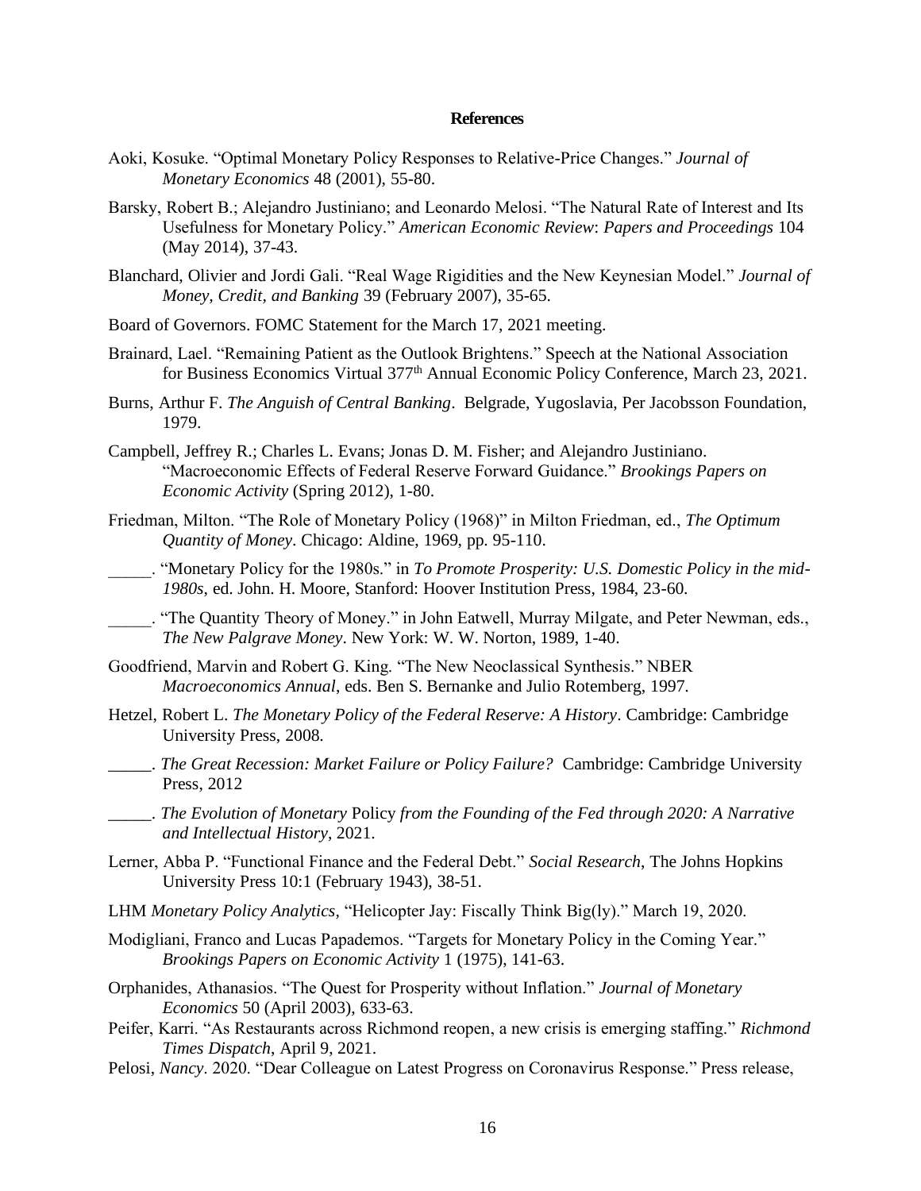**References**

Aoki, Kosuke. "Optimal Monetary Policy Responses to Relative-Price Changes." *Journal of Monetary Economics* 48 (2001), 55-80.

Barsky, Robert B.; Alejandro Justiniano; and Leonardo Melosi. "The Natural Rate of Interest and Its Usefulness for Monetary Policy." *American Economic Review*: *Papers and Proceedings* 104 (May 2014), 37-43.

Blanchard, Olivier and Jordi Gali. "Real Wage Rigidities and the New Keynesian Model." *Journal of Money, Credit, and Banking* 39 (February 2007), 35-65.

Board of Governors. FOMC Statement for the March 17, 2021 meeting.

Brainard, Lael. "Remaining Patient as the Outlook Brightens." Speech at the National Association for Business Economics Virtual 377th Annual Economic Policy Conference, March 23, 2021.

Burns, Arthur F. *The Anguish of Central Banking*. Belgrade, Yugoslavia, Per Jacobsson Foundation, 1979.

Campbell, Jeffrey R.; Charles L. Evans; Jonas D. M. Fisher; and Alejandro Justiniano. "Macroeconomic Effects of Federal Reserve Forward Guidance." *Brookings Papers on Economic Activity* (Spring 2012), 1-80.

Friedman, Milton. "The Role of Monetary Policy (1968)" in Milton Friedman, ed., *The Optimum Quantity of Money*. Chicago: Aldine, 1969, pp. 95-110.

_____. "Monetary Policy for the 1980s." in *To Promote Prosperity: U.S. Domestic Policy in the mid-1980s*, ed. John. H. Moore, Stanford: Hoover Institution Press, 1984, 23-60.

_____. "The Quantity Theory of Money." in John Eatwell, Murray Milgate, and Peter Newman, eds., *The New Palgrave Money*. New York: W. W. Norton, 1989, 1-40.

Goodfriend, Marvin and Robert G. King. "The New Neoclassical Synthesis." NBER *Macroeconomics Annual*, eds. Ben S. Bernanke and Julio Rotemberg, 1997.

Hetzel, Robert L. *The Monetary Policy of the Federal Reserve: A History*. Cambridge: Cambridge University Press, 2008.

_____. *The Great Recession: Market Failure or Policy Failure?* Cambridge: Cambridge University Press, 2012

_____. *The Evolution of Monetary* Policy *from the Founding of the Fed through 2020: A Narrative and Intellectual History*, 2021.

Lerner, Abba P. "Functional Finance and the Federal Debt." *Social Research*, The Johns Hopkins University Press 10:1 (February 1943), 38-51.

LHM *Monetary Policy Analytics*, "Helicopter Jay: Fiscally Think Big(ly)." March 19, 2020.

Modigliani, Franco and Lucas Papademos. "Targets for Monetary Policy in the Coming Year." *Brookings Papers on Economic Activity* 1 (1975), 141-63.

Orphanides, Athanasios. "The Quest for Prosperity without Inflation." *Journal of Monetary Economics* 50 (April 2003), 633-63.

Peifer, Karri. "As Restaurants across Richmond reopen, a new crisis is emerging staffing." *Richmond Times Dispatch*, April 9, 2021.

Pelosi, *Nancy*. 2020. "Dear Colleague on Latest Progress on Coronavirus Response." Press release,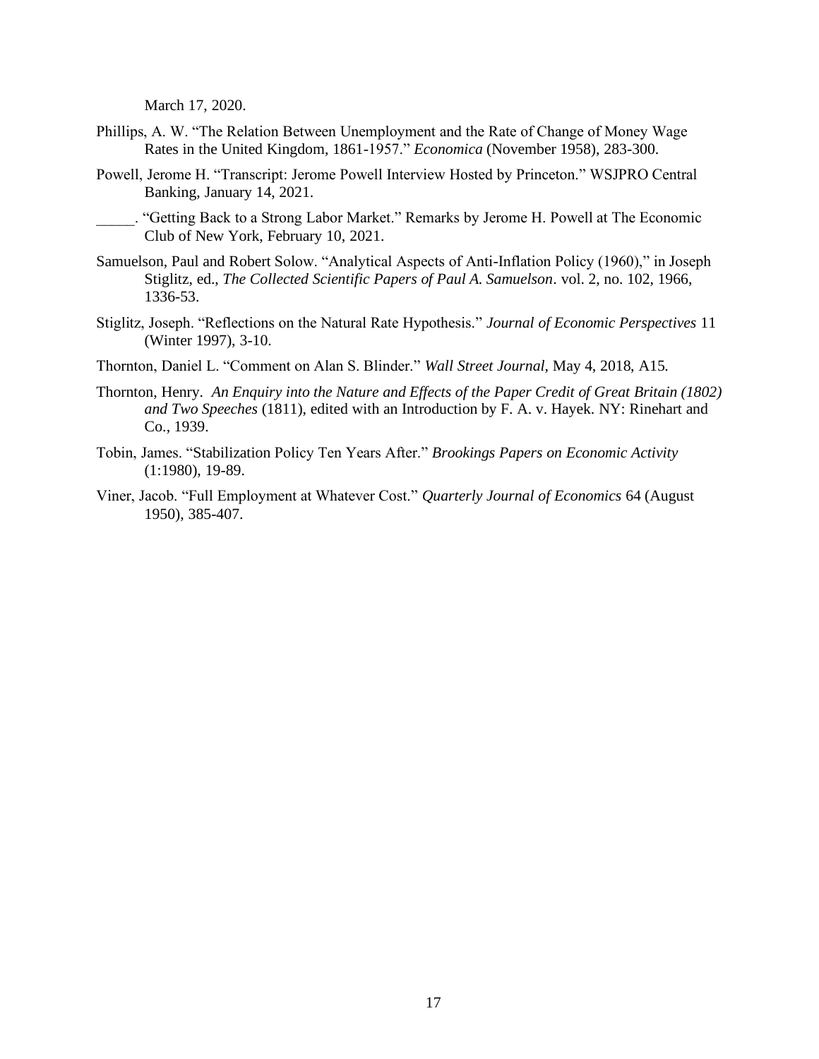March 17, 2020.

Phillips, A. W. "The Relation Between Unemployment and the Rate of Change of Money Wage Rates in the United Kingdom, 1861-1957." *Economica* (November 1958), 283-300.

Powell, Jerome H. "Transcript: Jerome Powell Interview Hosted by Princeton." WSJPRO Central Banking, January 14, 2021.

_____. "Getting Back to a Strong Labor Market." Remarks by Jerome H. Powell at The Economic Club of New York, February 10, 2021.

Samuelson, Paul and Robert Solow. "Analytical Aspects of Anti-Inflation Policy (1960)," in Joseph Stiglitz, ed., *The Collected Scientific Papers of Paul A. Samuelson*. vol. 2, no. 102, 1966, 1336-53.

Stiglitz, Joseph. "Reflections on the Natural Rate Hypothesis." *Journal of Economic Perspectives* 11 (Winter 1997), 3-10.

Thornton, Daniel L. "Comment on Alan S. Blinder." *Wall Street Journal*, May 4, 2018, A15.

Thornton, Henry. *An Enquiry into the Nature and Effects of the Paper Credit of Great Britain (1802) and Two Speeches* (1811), edited with an Introduction by F. A. v. Hayek. NY: Rinehart and Co., 1939.

Tobin, James. "Stabilization Policy Ten Years After." *Brookings Papers on Economic Activity* (1:1980), 19-89.

Viner, Jacob. "Full Employment at Whatever Cost." *Quarterly Journal of Economics* 64 (August 1950), 385-407.